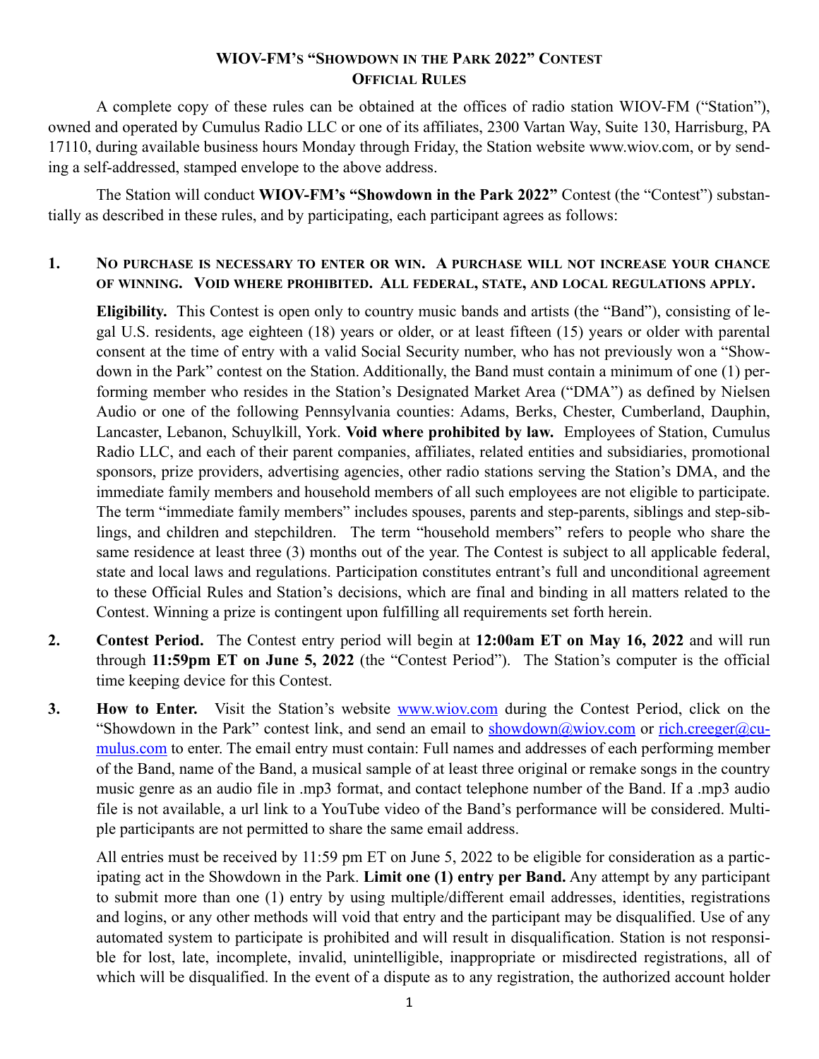# WIOV-FM's "Showdown in the Park 2022" Contest
## Official Rules

A complete copy of these rules can be obtained at the offices of radio station WIOV-FM ("Station"), owned and operated by Cumulus Radio LLC or one of its affiliates, 2300 Vartan Way, Suite 130, Harrisburg, PA 17110, during available business hours Monday through Friday, the Station website www.wiov.com, or by sending a self-addressed, stamped envelope to the above address.

The Station will conduct **WIOV-FM's "Showdown in the Park 2022"** Contest (the "Contest") substantially as described in these rules, and by participating, each participant agrees as follows:

1. **No purchase is necessary to enter or win. A purchase will not increase your chance of winning. Void where prohibited. All federal, state, and local regulations apply.**

   **Eligibility.** This Contest is open only to country music bands and artists (the "Band"), consisting of legal U.S. residents, age eighteen (18) years or older, or at least fifteen (15) years or older with parental consent at the time of entry with a valid Social Security number, who has not previously won a "Showdown in the Park" contest on the Station. Additionally, the Band must contain a minimum of one (1) performing member who resides in the Station's Designated Market Area ("DMA") as defined by Nielsen Audio or one of the following Pennsylvania counties: Adams, Berks, Chester, Cumberland, Dauphin, Lancaster, Lebanon, Schuylkill, York. **Void where prohibited by law.** Employees of Station, Cumulus Radio LLC, and each of their parent companies, affiliates, related entities and subsidiaries, promotional sponsors, prize providers, advertising agencies, other radio stations serving the Station's DMA, and the immediate family members and household members of all such employees are not eligible to participate. The term "immediate family members" includes spouses, parents and step-parents, siblings and step-siblings, and children and stepchildren. The term "household members" refers to people who share the same residence at least three (3) months out of the year. The Contest is subject to all applicable federal, state and local laws and regulations. Participation constitutes entrant's full and unconditional agreement to these Official Rules and Station's decisions, which are final and binding in all matters related to the Contest. Winning a prize is contingent upon fulfilling all requirements set forth herein.

2. **Contest Period.** The Contest entry period will begin at **12:00am ET on May 16, 2022** and will run through **11:59pm ET on June 5, 2022** (the "Contest Period"). The Station's computer is the official time keeping device for this Contest.

3. **How to Enter.** Visit the Station's website www.wiov.com during the Contest Period, click on the "Showdown in the Park" contest link, and send an email to showdown@wiov.com or rich.creeger@cumulus.com to enter. The email entry must contain: Full names and addresses of each performing member of the Band, name of the Band, a musical sample of at least three original or remake songs in the country music genre as an audio file in .mp3 format, and contact telephone number of the Band. If a .mp3 audio file is not available, a url link to a YouTube video of the Band's performance will be considered. Multiple participants are not permitted to share the same email address.

   All entries must be received by 11:59 pm ET on June 5, 2022 to be eligible for consideration as a participating act in the Showdown in the Park. **Limit one (1) entry per Band.** Any attempt by any participant to submit more than one (1) entry by using multiple/different email addresses, identities, registrations and logins, or any other methods will void that entry and the participant may be disqualified. Use of any automated system to participate is prohibited and will result in disqualification. Station is not responsible for lost, late, incomplete, invalid, unintelligible, inappropriate or misdirected registrations, all of which will be disqualified. In the event of a dispute as to any registration, the authorized account holder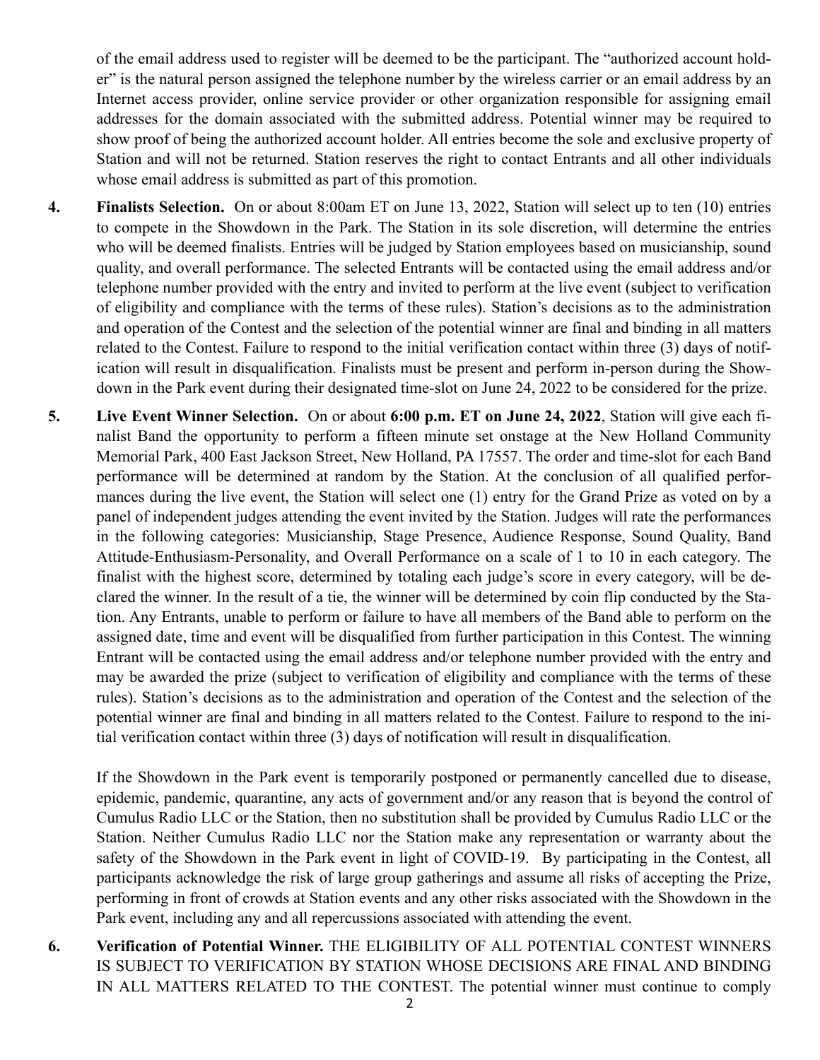of the email address used to register will be deemed to be the participant. The "authorized account holder" is the natural person assigned the telephone number by the wireless carrier or an email address by an Internet access provider, online service provider or other organization responsible for assigning email addresses for the domain associated with the submitted address. Potential winner may be required to show proof of being the authorized account holder. All entries become the sole and exclusive property of Station and will not be returned. Station reserves the right to contact Entrants and all other individuals whose email address is submitted as part of this promotion.

4. **Finalists Selection.** On or about 8:00am ET on June 13, 2022, Station will select up to ten (10) entries to compete in the Showdown in the Park. The Station in its sole discretion, will determine the entries who will be deemed finalists. Entries will be judged by Station employees based on musicianship, sound quality, and overall performance. The selected Entrants will be contacted using the email address and/or telephone number provided with the entry and invited to perform at the live event (subject to verification of eligibility and compliance with the terms of these rules). Station's decisions as to the administration and operation of the Contest and the selection of the potential winner are final and binding in all matters related to the Contest. Failure to respond to the initial verification contact within three (3) days of notification will result in disqualification. Finalists must be present and perform in-person during the Showdown in the Park event during their designated time-slot on June 24, 2022 to be considered for the prize.

5. **Live Event Winner Selection.** On or about **6:00 p.m. ET on June 24, 2022**, Station will give each finalist Band the opportunity to perform a fifteen minute set onstage at the New Holland Community Memorial Park, 400 East Jackson Street, New Holland, PA 17557. The order and time-slot for each Band performance will be determined at random by the Station. At the conclusion of all qualified performances during the live event, the Station will select one (1) entry for the Grand Prize as voted on by a panel of independent judges attending the event invited by the Station. Judges will rate the performances in the following categories: Musicianship, Stage Presence, Audience Response, Sound Quality, Band Attitude-Enthusiasm-Personality, and Overall Performance on a scale of 1 to 10 in each category. The finalist with the highest score, determined by totaling each judge's score in every category, will be declared the winner. In the result of a tie, the winner will be determined by coin flip conducted by the Station. Any Entrants, unable to perform or failure to have all members of the Band able to perform on the assigned date, time and event will be disqualified from further participation in this Contest. The winning Entrant will be contacted using the email address and/or telephone number provided with the entry and may be awarded the prize (subject to verification of eligibility and compliance with the terms of these rules). Station's decisions as to the administration and operation of the Contest and the selection of the potential winner are final and binding in all matters related to the Contest. Failure to respond to the initial verification contact within three (3) days of notification will result in disqualification.

   If the Showdown in the Park event is temporarily postponed or permanently cancelled due to disease, epidemic, pandemic, quarantine, any acts of government and/or any reason that is beyond the control of Cumulus Radio LLC or the Station, then no substitution shall be provided by Cumulus Radio LLC or the Station. Neither Cumulus Radio LLC nor the Station make any representation or warranty about the safety of the Showdown in the Park event in light of COVID-19. By participating in the Contest, all participants acknowledge the risk of large group gatherings and assume all risks of accepting the Prize, performing in front of crowds at Station events and any other risks associated with the Showdown in the Park event, including any and all repercussions associated with attending the event.

6. **Verification of Potential Winner.** THE ELIGIBILITY OF ALL POTENTIAL CONTEST WINNERS IS SUBJECT TO VERIFICATION BY STATION WHOSE DECISIONS ARE FINAL AND BINDING IN ALL MATTERS RELATED TO THE CONTEST. The potential winner must continue to comply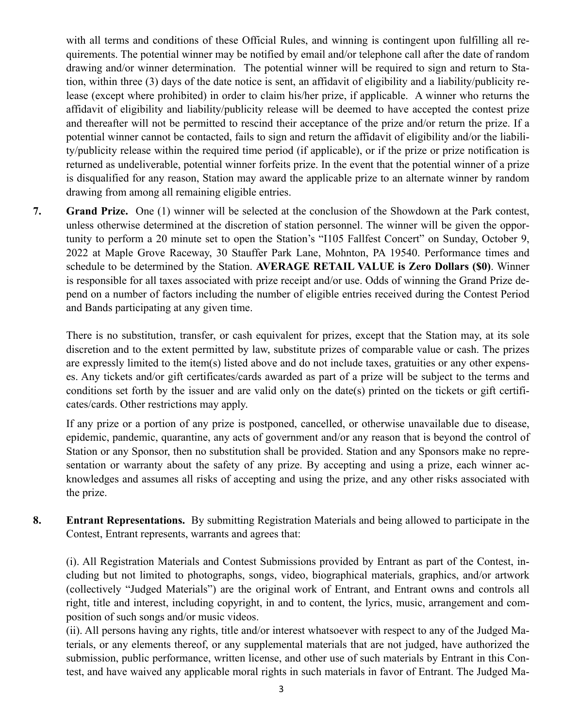with all terms and conditions of these Official Rules, and winning is contingent upon fulfilling all requirements. The potential winner may be notified by email and/or telephone call after the date of random drawing and/or winner determination. The potential winner will be required to sign and return to Station, within three (3) days of the date notice is sent, an affidavit of eligibility and a liability/publicity release (except where prohibited) in order to claim his/her prize, if applicable. A winner who returns the affidavit of eligibility and liability/publicity release will be deemed to have accepted the contest prize and thereafter will not be permitted to rescind their acceptance of the prize and/or return the prize. If a potential winner cannot be contacted, fails to sign and return the affidavit of eligibility and/or the liability/publicity release within the required time period (if applicable), or if the prize or prize notification is returned as undeliverable, potential winner forfeits prize. In the event that the potential winner of a prize is disqualified for any reason, Station may award the applicable prize to an alternate winner by random drawing from among all remaining eligible entries.

**7. Grand Prize.** One (1) winner will be selected at the conclusion of the Showdown at the Park contest, unless otherwise determined at the discretion of station personnel. The winner will be given the opportunity to perform a 20 minute set to open the Station's "I105 Fallfest Concert" on Sunday, October 9, 2022 at Maple Grove Raceway, 30 Stauffer Park Lane, Mohnton, PA 19540. Performance times and schedule to be determined by the Station. **AVERAGE RETAIL VALUE is Zero Dollars ($0)**. Winner is responsible for all taxes associated with prize receipt and/or use. Odds of winning the Grand Prize depend on a number of factors including the number of eligible entries received during the Contest Period and Bands participating at any given time.

There is no substitution, transfer, or cash equivalent for prizes, except that the Station may, at its sole discretion and to the extent permitted by law, substitute prizes of comparable value or cash. The prizes are expressly limited to the item(s) listed above and do not include taxes, gratuities or any other expenses. Any tickets and/or gift certificates/cards awarded as part of a prize will be subject to the terms and conditions set forth by the issuer and are valid only on the date(s) printed on the tickets or gift certificates/cards. Other restrictions may apply.

If any prize or a portion of any prize is postponed, cancelled, or otherwise unavailable due to disease, epidemic, pandemic, quarantine, any acts of government and/or any reason that is beyond the control of Station or any Sponsor, then no substitution shall be provided. Station and any Sponsors make no representation or warranty about the safety of any prize. By accepting and using a prize, each winner acknowledges and assumes all risks of accepting and using the prize, and any other risks associated with the prize.

**8. Entrant Representations.** By submitting Registration Materials and being allowed to participate in the Contest, Entrant represents, warrants and agrees that:

(i). All Registration Materials and Contest Submissions provided by Entrant as part of the Contest, including but not limited to photographs, songs, video, biographical materials, graphics, and/or artwork (collectively "Judged Materials") are the original work of Entrant, and Entrant owns and controls all right, title and interest, including copyright, in and to content, the lyrics, music, arrangement and composition of such songs and/or music videos.

(ii). All persons having any rights, title and/or interest whatsoever with respect to any of the Judged Materials, or any elements thereof, or any supplemental materials that are not judged, have authorized the submission, public performance, written license, and other use of such materials by Entrant in this Contest, and have waived any applicable moral rights in such materials in favor of Entrant. The Judged Ma-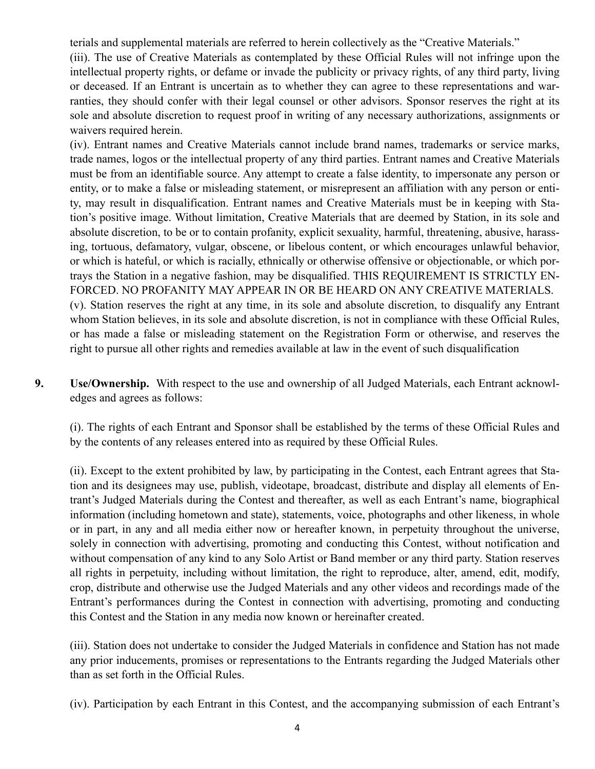terials and supplemental materials are referred to herein collectively as the "Creative Materials."

(iii). The use of Creative Materials as contemplated by these Official Rules will not infringe upon the intellectual property rights, or defame or invade the publicity or privacy rights, of any third party, living or deceased. If an Entrant is uncertain as to whether they can agree to these representations and warranties, they should confer with their legal counsel or other advisors. Sponsor reserves the right at its sole and absolute discretion to request proof in writing of any necessary authorizations, assignments or waivers required herein.

(iv). Entrant names and Creative Materials cannot include brand names, trademarks or service marks, trade names, logos or the intellectual property of any third parties. Entrant names and Creative Materials must be from an identifiable source. Any attempt to create a false identity, to impersonate any person or entity, or to make a false or misleading statement, or misrepresent an affiliation with any person or entity, may result in disqualification. Entrant names and Creative Materials must be in keeping with Station's positive image. Without limitation, Creative Materials that are deemed by Station, in its sole and absolute discretion, to be or to contain profanity, explicit sexuality, harmful, threatening, abusive, harassing, tortuous, defamatory, vulgar, obscene, or libelous content, or which encourages unlawful behavior, or which is hateful, or which is racially, ethnically or otherwise offensive or objectionable, or which portrays the Station in a negative fashion, may be disqualified. THIS REQUIREMENT IS STRICTLY ENFORCED. NO PROFANITY MAY APPEAR IN OR BE HEARD ON ANY CREATIVE MATERIALS.

(v). Station reserves the right at any time, in its sole and absolute discretion, to disqualify any Entrant whom Station believes, in its sole and absolute discretion, is not in compliance with these Official Rules, or has made a false or misleading statement on the Registration Form or otherwise, and reserves the right to pursue all other rights and remedies available at law in the event of such disqualification

**9. Use/Ownership.** With respect to the use and ownership of all Judged Materials, each Entrant acknowledges and agrees as follows:

(i). The rights of each Entrant and Sponsor shall be established by the terms of these Official Rules and by the contents of any releases entered into as required by these Official Rules.

(ii). Except to the extent prohibited by law, by participating in the Contest, each Entrant agrees that Station and its designees may use, publish, videotape, broadcast, distribute and display all elements of Entrant's Judged Materials during the Contest and thereafter, as well as each Entrant's name, biographical information (including hometown and state), statements, voice, photographs and other likeness, in whole or in part, in any and all media either now or hereafter known, in perpetuity throughout the universe, solely in connection with advertising, promoting and conducting this Contest, without notification and without compensation of any kind to any Solo Artist or Band member or any third party. Station reserves all rights in perpetuity, including without limitation, the right to reproduce, alter, amend, edit, modify, crop, distribute and otherwise use the Judged Materials and any other videos and recordings made of the Entrant's performances during the Contest in connection with advertising, promoting and conducting this Contest and the Station in any media now known or hereinafter created.

(iii). Station does not undertake to consider the Judged Materials in confidence and Station has not made any prior inducements, promises or representations to the Entrants regarding the Judged Materials other than as set forth in the Official Rules.

(iv). Participation by each Entrant in this Contest, and the accompanying submission of each Entrant's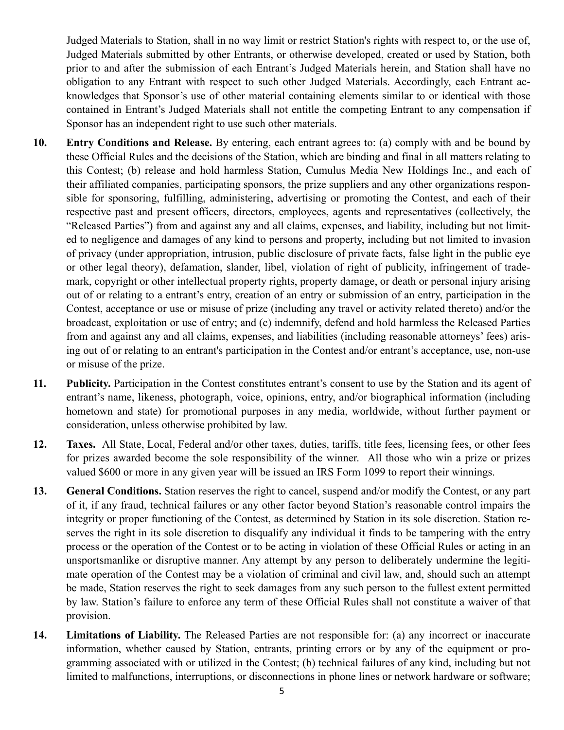Judged Materials to Station, shall in no way limit or restrict Station's rights with respect to, or the use of, Judged Materials submitted by other Entrants, or otherwise developed, created or used by Station, both prior to and after the submission of each Entrant's Judged Materials herein, and Station shall have no obligation to any Entrant with respect to such other Judged Materials. Accordingly, each Entrant acknowledges that Sponsor's use of other material containing elements similar to or identical with those contained in Entrant's Judged Materials shall not entitle the competing Entrant to any compensation if Sponsor has an independent right to use such other materials.

10. **Entry Conditions and Release.** By entering, each entrant agrees to: (a) comply with and be bound by these Official Rules and the decisions of the Station, which are binding and final in all matters relating to this Contest; (b) release and hold harmless Station, Cumulus Media New Holdings Inc., and each of their affiliated companies, participating sponsors, the prize suppliers and any other organizations responsible for sponsoring, fulfilling, administering, advertising or promoting the Contest, and each of their respective past and present officers, directors, employees, agents and representatives (collectively, the "Released Parties") from and against any and all claims, expenses, and liability, including but not limited to negligence and damages of any kind to persons and property, including but not limited to invasion of privacy (under appropriation, intrusion, public disclosure of private facts, false light in the public eye or other legal theory), defamation, slander, libel, violation of right of publicity, infringement of trademark, copyright or other intellectual property rights, property damage, or death or personal injury arising out of or relating to a entrant's entry, creation of an entry or submission of an entry, participation in the Contest, acceptance or use or misuse of prize (including any travel or activity related thereto) and/or the broadcast, exploitation or use of entry; and (c) indemnify, defend and hold harmless the Released Parties from and against any and all claims, expenses, and liabilities (including reasonable attorneys' fees) arising out of or relating to an entrant's participation in the Contest and/or entrant's acceptance, use, non-use or misuse of the prize.

11. **Publicity.** Participation in the Contest constitutes entrant's consent to use by the Station and its agent of entrant's name, likeness, photograph, voice, opinions, entry, and/or biographical information (including hometown and state) for promotional purposes in any media, worldwide, without further payment or consideration, unless otherwise prohibited by law.

12. **Taxes.** All State, Local, Federal and/or other taxes, duties, tariffs, title fees, licensing fees, or other fees for prizes awarded become the sole responsibility of the winner. All those who win a prize or prizes valued $600 or more in any given year will be issued an IRS Form 1099 to report their winnings.

13. **General Conditions.** Station reserves the right to cancel, suspend and/or modify the Contest, or any part of it, if any fraud, technical failures or any other factor beyond Station's reasonable control impairs the integrity or proper functioning of the Contest, as determined by Station in its sole discretion. Station reserves the right in its sole discretion to disqualify any individual it finds to be tampering with the entry process or the operation of the Contest or to be acting in violation of these Official Rules or acting in an unsportsmanlike or disruptive manner. Any attempt by any person to deliberately undermine the legitimate operation of the Contest may be a violation of criminal and civil law, and, should such an attempt be made, Station reserves the right to seek damages from any such person to the fullest extent permitted by law. Station's failure to enforce any term of these Official Rules shall not constitute a waiver of that provision.

14. **Limitations of Liability.** The Released Parties are not responsible for: (a) any incorrect or inaccurate information, whether caused by Station, entrants, printing errors or by any of the equipment or programming associated with or utilized in the Contest; (b) technical failures of any kind, including but not limited to malfunctions, interruptions, or disconnections in phone lines or network hardware or software;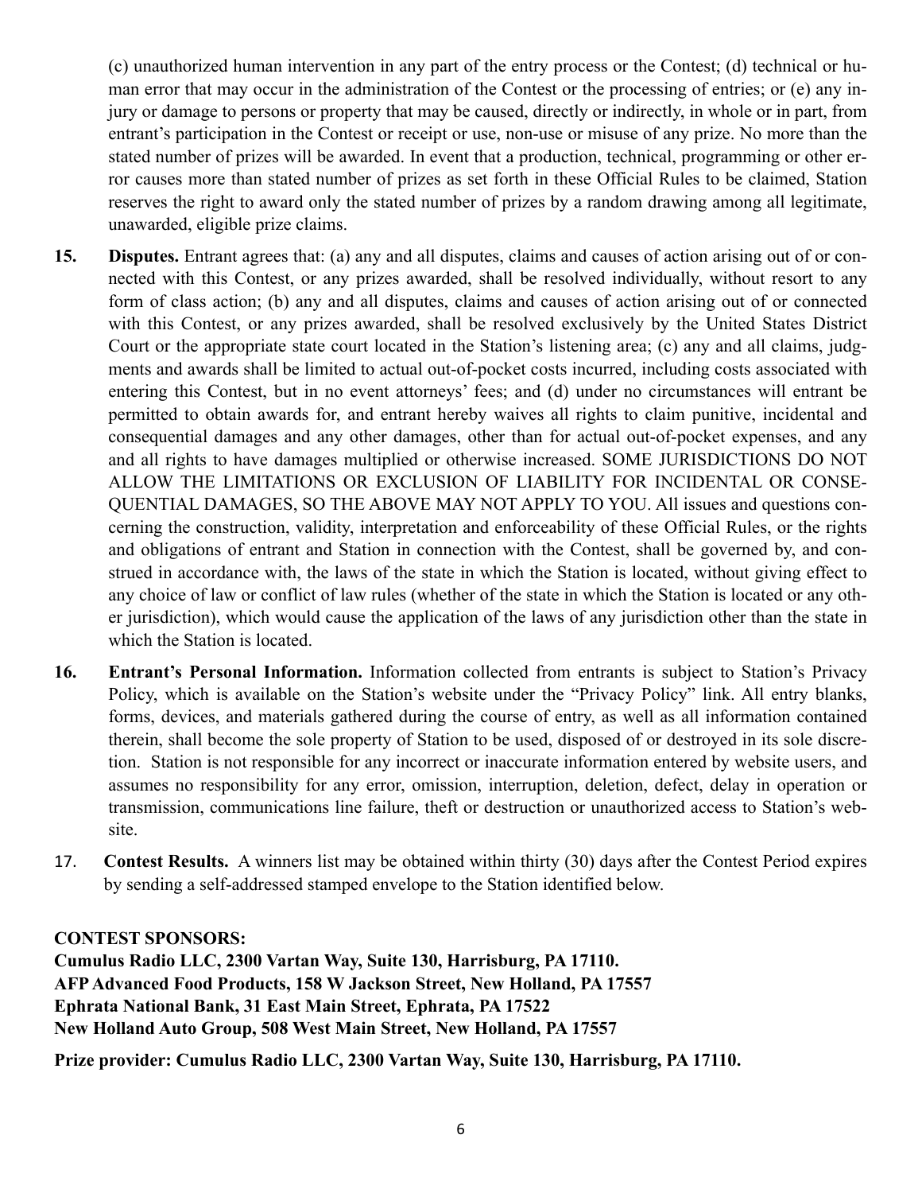(c) unauthorized human intervention in any part of the entry process or the Contest; (d) technical or human error that may occur in the administration of the Contest or the processing of entries; or (e) any injury or damage to persons or property that may be caused, directly or indirectly, in whole or in part, from entrant's participation in the Contest or receipt or use, non-use or misuse of any prize. No more than the stated number of prizes will be awarded. In event that a production, technical, programming or other error causes more than stated number of prizes as set forth in these Official Rules to be claimed, Station reserves the right to award only the stated number of prizes by a random drawing among all legitimate, unawarded, eligible prize claims.

15. **Disputes.** Entrant agrees that: (a) any and all disputes, claims and causes of action arising out of or connected with this Contest, or any prizes awarded, shall be resolved individually, without resort to any form of class action; (b) any and all disputes, claims and causes of action arising out of or connected with this Contest, or any prizes awarded, shall be resolved exclusively by the United States District Court or the appropriate state court located in the Station's listening area; (c) any and all claims, judgments and awards shall be limited to actual out-of-pocket costs incurred, including costs associated with entering this Contest, but in no event attorneys' fees; and (d) under no circumstances will entrant be permitted to obtain awards for, and entrant hereby waives all rights to claim punitive, incidental and consequential damages and any other damages, other than for actual out-of-pocket expenses, and any and all rights to have damages multiplied or otherwise increased. SOME JURISDICTIONS DO NOT ALLOW THE LIMITATIONS OR EXCLUSION OF LIABILITY FOR INCIDENTAL OR CONSEQUENTIAL DAMAGES, SO THE ABOVE MAY NOT APPLY TO YOU. All issues and questions concerning the construction, validity, interpretation and enforceability of these Official Rules, or the rights and obligations of entrant and Station in connection with the Contest, shall be governed by, and construed in accordance with, the laws of the state in which the Station is located, without giving effect to any choice of law or conflict of law rules (whether of the state in which the Station is located or any other jurisdiction), which would cause the application of the laws of any jurisdiction other than the state in which the Station is located.

16. **Entrant's Personal Information.** Information collected from entrants is subject to Station's Privacy Policy, which is available on the Station's website under the "Privacy Policy" link. All entry blanks, forms, devices, and materials gathered during the course of entry, as well as all information contained therein, shall become the sole property of Station to be used, disposed of or destroyed in its sole discretion. Station is not responsible for any incorrect or inaccurate information entered by website users, and assumes no responsibility for any error, omission, interruption, deletion, defect, delay in operation or transmission, communications line failure, theft or destruction or unauthorized access to Station's website.

17. **Contest Results.** A winners list may be obtained within thirty (30) days after the Contest Period expires by sending a self-addressed stamped envelope to the Station identified below.

**CONTEST SPONSORS:**
**Cumulus Radio LLC, 2300 Vartan Way, Suite 130, Harrisburg, PA 17110.**
**AFP Advanced Food Products, 158 W Jackson Street, New Holland, PA 17557**
**Ephrata National Bank, 31 East Main Street, Ephrata, PA 17522**
**New Holland Auto Group, 508 West Main Street, New Holland, PA 17557**

**Prize provider: Cumulus Radio LLC, 2300 Vartan Way, Suite 130, Harrisburg, PA 17110.**